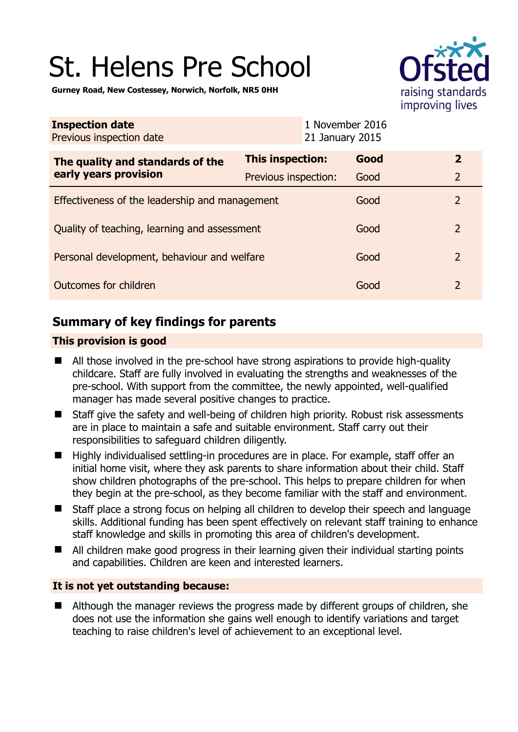# St. Helens Pre School

**Gurney Road, New Costessey, Norwich, Norfolk, NR5 0HH**

| **Inspection date** | 1 November 2016 |
|---|---|
| Previous inspection date | 21 January 2015 |

| **The quality and standards of the early years provision** | **This inspection:** | **Good** | **2** |
|---|---|---|---|
| | Previous inspection: | Good | 2 |
| Effectiveness of the leadership and management | | Good | 2 |
| Quality of teaching, learning and assessment | | Good | 2 |
| Personal development, behaviour and welfare | | Good | 2 |
| Outcomes for children | | Good | 2 |

## Summary of key findings for parents

### This provision is good

- All those involved in the pre-school have strong aspirations to provide high-quality childcare. Staff are fully involved in evaluating the strengths and weaknesses of the pre-school. With support from the committee, the newly appointed, well-qualified manager has made several positive changes to practice.
- Staff give the safety and well-being of children high priority. Robust risk assessments are in place to maintain a safe and suitable environment. Staff carry out their responsibilities to safeguard children diligently.
- Highly individualised settling-in procedures are in place. For example, staff offer an initial home visit, where they ask parents to share information about their child. Staff show children photographs of the pre-school. This helps to prepare children for when they begin at the pre-school, as they become familiar with the staff and environment.
- Staff place a strong focus on helping all children to develop their speech and language skills. Additional funding has been spent effectively on relevant staff training to enhance staff knowledge and skills in promoting this area of children's development.
- All children make good progress in their learning given their individual starting points and capabilities. Children are keen and interested learners.

### It is not yet outstanding because:

- Although the manager reviews the progress made by different groups of children, she does not use the information she gains well enough to identify variations and target teaching to raise children's level of achievement to an exceptional level.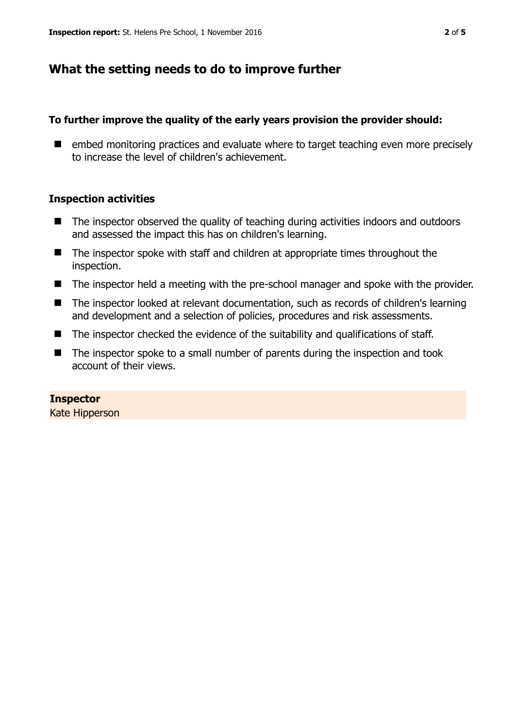## What the setting needs to do to improve further

### To further improve the quality of the early years provision the provider should:

- embed monitoring practices and evaluate where to target teaching even more precisely to increase the level of children's achievement.

### Inspection activities

- The inspector observed the quality of teaching during activities indoors and outdoors and assessed the impact this has on children's learning.
- The inspector spoke with staff and children at appropriate times throughout the inspection.
- The inspector held a meeting with the pre-school manager and spoke with the provider.
- The inspector looked at relevant documentation, such as records of children's learning and development and a selection of policies, procedures and risk assessments.
- The inspector checked the evidence of the suitability and qualifications of staff.
- The inspector spoke to a small number of parents during the inspection and took account of their views.

**Inspector**
Kate Hipperson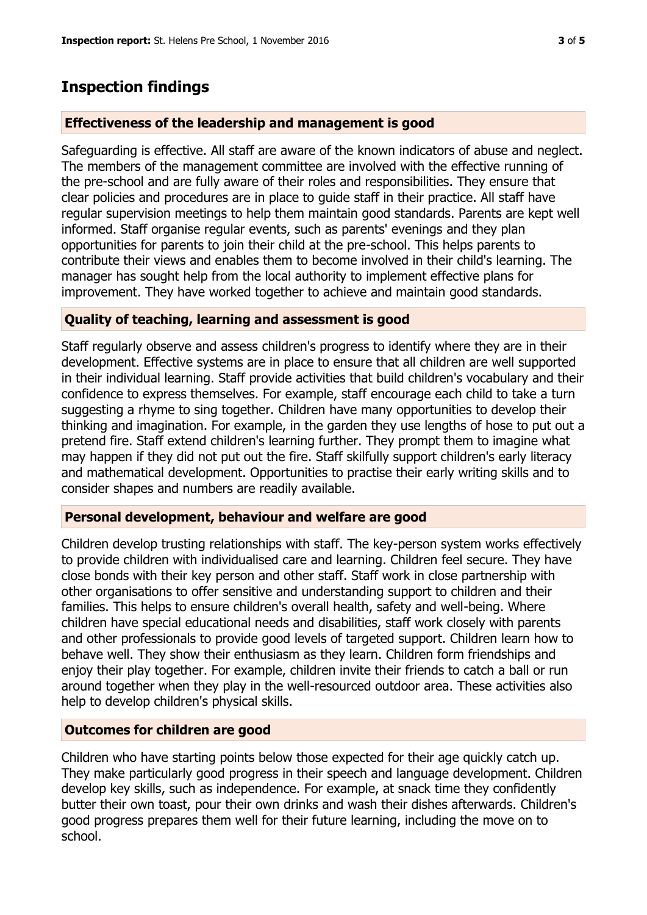## Inspection findings

### Effectiveness of the leadership and management is good

Safeguarding is effective. All staff are aware of the known indicators of abuse and neglect. The members of the management committee are involved with the effective running of the pre-school and are fully aware of their roles and responsibilities. They ensure that clear policies and procedures are in place to guide staff in their practice. All staff have regular supervision meetings to help them maintain good standards. Parents are kept well informed. Staff organise regular events, such as parents' evenings and they plan opportunities for parents to join their child at the pre-school. This helps parents to contribute their views and enables them to become involved in their child's learning. The manager has sought help from the local authority to implement effective plans for improvement. They have worked together to achieve and maintain good standards.

### Quality of teaching, learning and assessment is good

Staff regularly observe and assess children's progress to identify where they are in their development. Effective systems are in place to ensure that all children are well supported in their individual learning. Staff provide activities that build children's vocabulary and their confidence to express themselves. For example, staff encourage each child to take a turn suggesting a rhyme to sing together. Children have many opportunities to develop their thinking and imagination. For example, in the garden they use lengths of hose to put out a pretend fire. Staff extend children's learning further. They prompt them to imagine what may happen if they did not put out the fire. Staff skilfully support children's early literacy and mathematical development. Opportunities to practise their early writing skills and to consider shapes and numbers are readily available.

### Personal development, behaviour and welfare are good

Children develop trusting relationships with staff. The key-person system works effectively to provide children with individualised care and learning. Children feel secure. They have close bonds with their key person and other staff. Staff work in close partnership with other organisations to offer sensitive and understanding support to children and their families. This helps to ensure children's overall health, safety and well-being. Where children have special educational needs and disabilities, staff work closely with parents and other professionals to provide good levels of targeted support. Children learn how to behave well. They show their enthusiasm as they learn. Children form friendships and enjoy their play together. For example, children invite their friends to catch a ball or run around together when they play in the well-resourced outdoor area. These activities also help to develop children's physical skills.

### Outcomes for children are good

Children who have starting points below those expected for their age quickly catch up. They make particularly good progress in their speech and language development. Children develop key skills, such as independence. For example, at snack time they confidently butter their own toast, pour their own drinks and wash their dishes afterwards. Children's good progress prepares them well for their future learning, including the move on to school.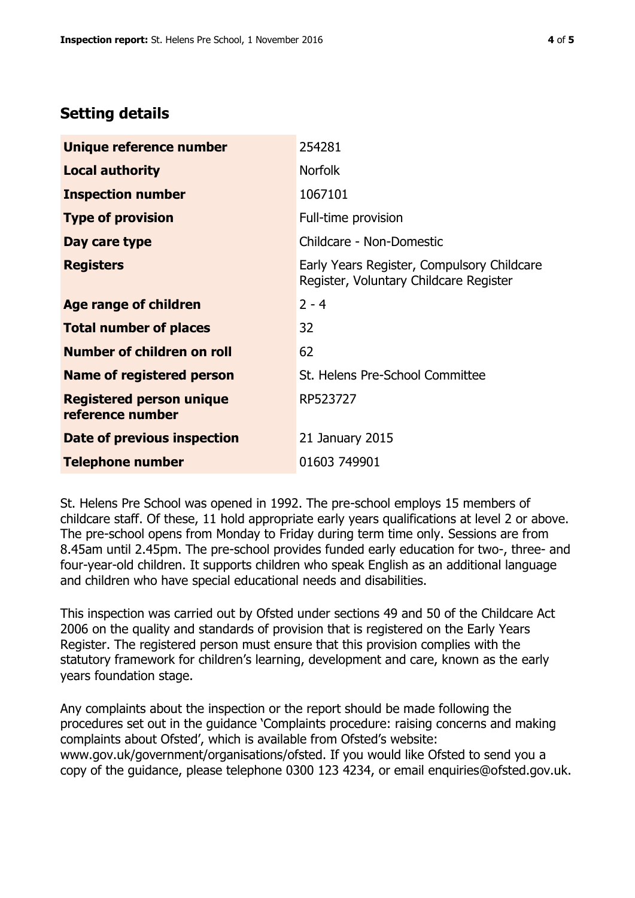## Setting details

| | |
|---|---|
| **Unique reference number** | 254281 |
| **Local authority** | Norfolk |
| **Inspection number** | 1067101 |
| **Type of provision** | Full-time provision |
| **Day care type** | Childcare - Non-Domestic |
| **Registers** | Early Years Register, Compulsory Childcare Register, Voluntary Childcare Register |
| **Age range of children** | 2 - 4 |
| **Total number of places** | 32 |
| **Number of children on roll** | 62 |
| **Name of registered person** | St. Helens Pre-School Committee |
| **Registered person unique reference number** | RP523727 |
| **Date of previous inspection** | 21 January 2015 |
| **Telephone number** | 01603 749901 |

St. Helens Pre School was opened in 1992. The pre-school employs 15 members of childcare staff. Of these, 11 hold appropriate early years qualifications at level 2 or above. The pre-school opens from Monday to Friday during term time only. Sessions are from 8.45am until 2.45pm. The pre-school provides funded early education for two-, three- and four-year-old children. It supports children who speak English as an additional language and children who have special educational needs and disabilities.

This inspection was carried out by Ofsted under sections 49 and 50 of the Childcare Act 2006 on the quality and standards of provision that is registered on the Early Years Register. The registered person must ensure that this provision complies with the statutory framework for children's learning, development and care, known as the early years foundation stage.

Any complaints about the inspection or the report should be made following the procedures set out in the guidance 'Complaints procedure: raising concerns and making complaints about Ofsted', which is available from Ofsted's website: www.gov.uk/government/organisations/ofsted. If you would like Ofsted to send you a copy of the guidance, please telephone 0300 123 4234, or email enquiries@ofsted.gov.uk.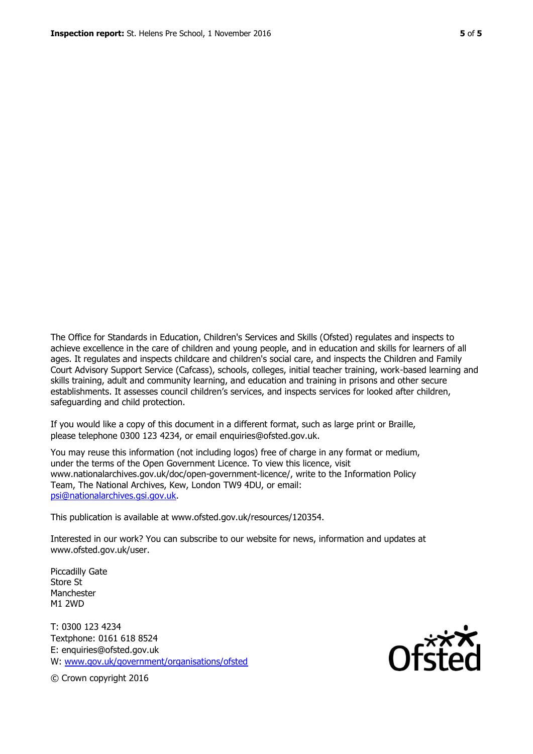The Office for Standards in Education, Children's Services and Skills (Ofsted) regulates and inspects to achieve excellence in the care of children and young people, and in education and skills for learners of all ages. It regulates and inspects childcare and children's social care, and inspects the Children and Family Court Advisory Support Service (Cafcass), schools, colleges, initial teacher training, work-based learning and skills training, adult and community learning, and education and training in prisons and other secure establishments. It assesses council children's services, and inspects services for looked after children, safeguarding and child protection.

If you would like a copy of this document in a different format, such as large print or Braille, please telephone 0300 123 4234, or email enquiries@ofsted.gov.uk.

You may reuse this information (not including logos) free of charge in any format or medium, under the terms of the Open Government Licence. To view this licence, visit www.nationalarchives.gov.uk/doc/open-government-licence/, write to the Information Policy Team, The National Archives, Kew, London TW9 4DU, or email: psi@nationalarchives.gsi.gov.uk.

This publication is available at www.ofsted.gov.uk/resources/120354.

Interested in our work? You can subscribe to our website for news, information and updates at www.ofsted.gov.uk/user.

Piccadilly Gate
Store St
Manchester
M1 2WD

T: 0300 123 4234
Textphone: 0161 618 8524
E: enquiries@ofsted.gov.uk
W: www.gov.uk/government/organisations/ofsted

© Crown copyright 2016